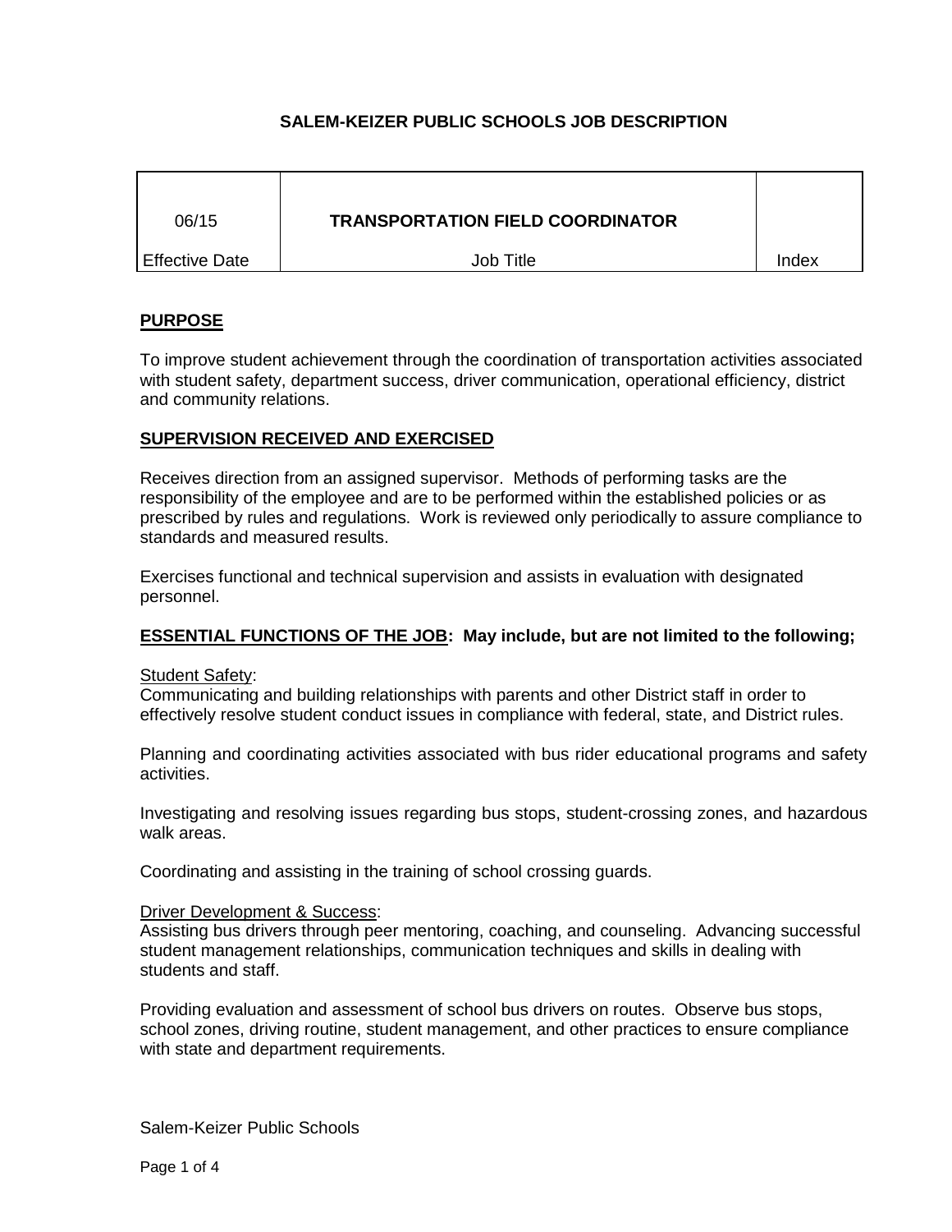# SALEM-KEIZER PUBLIC SCHOOLS JOB DESCRIPTION

| 06/15 | TRANSPORTATION FIELD COORDINATOR | |
|---|---|---|
| Effective Date | Job Title | Index |

## PURPOSE

To improve student achievement through the coordination of transportation activities associated with student safety, department success, driver communication, operational efficiency, district and community relations.

## SUPERVISION RECEIVED AND EXERCISED

Receives direction from an assigned supervisor. Methods of performing tasks are the responsibility of the employee and are to be performed within the established policies or as prescribed by rules and regulations. Work is reviewed only periodically to assure compliance to standards and measured results.

Exercises functional and technical supervision and assists in evaluation with designated personnel.

## ESSENTIAL FUNCTIONS OF THE JOB: May include, but are not limited to the following;

Student Safety:

Communicating and building relationships with parents and other District staff in order to effectively resolve student conduct issues in compliance with federal, state, and District rules.

Planning and coordinating activities associated with bus rider educational programs and safety activities.

Investigating and resolving issues regarding bus stops, student-crossing zones, and hazardous walk areas.

Coordinating and assisting in the training of school crossing guards.

Driver Development & Success:

Assisting bus drivers through peer mentoring, coaching, and counseling. Advancing successful student management relationships, communication techniques and skills in dealing with students and staff.

Providing evaluation and assessment of school bus drivers on routes. Observe bus stops, school zones, driving routine, student management, and other practices to ensure compliance with state and department requirements.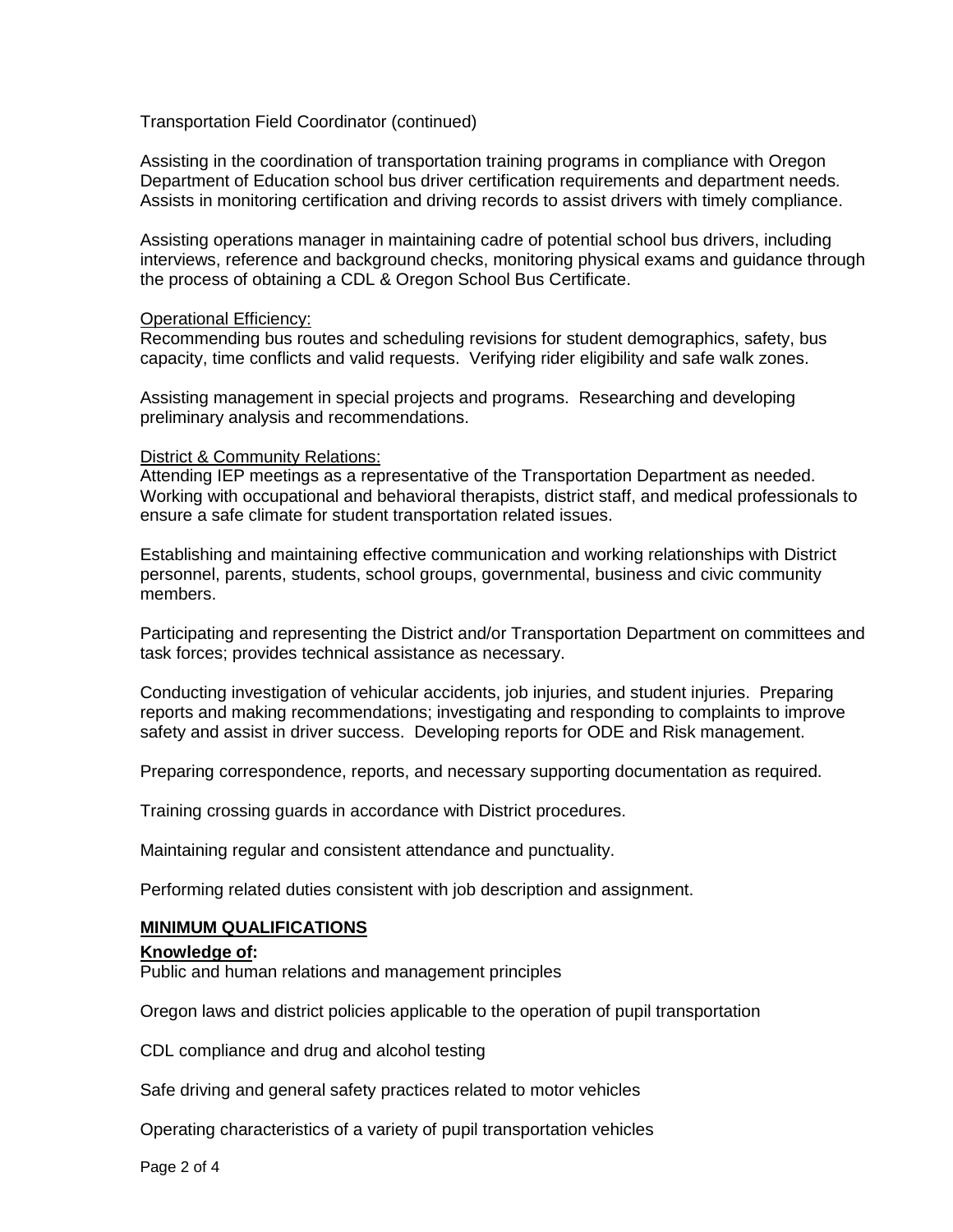Transportation Field Coordinator (continued)

Assisting in the coordination of transportation training programs in compliance with Oregon Department of Education school bus driver certification requirements and department needs. Assists in monitoring certification and driving records to assist drivers with timely compliance.

Assisting operations manager in maintaining cadre of potential school bus drivers, including interviews, reference and background checks, monitoring physical exams and guidance through the process of obtaining a CDL & Oregon School Bus Certificate.

<u>Operational Efficiency:</u>
Recommending bus routes and scheduling revisions for student demographics, safety, bus capacity, time conflicts and valid requests. Verifying rider eligibility and safe walk zones.

Assisting management in special projects and programs. Researching and developing preliminary analysis and recommendations.

<u>District & Community Relations:</u>
Attending IEP meetings as a representative of the Transportation Department as needed. Working with occupational and behavioral therapists, district staff, and medical professionals to ensure a safe climate for student transportation related issues.

Establishing and maintaining effective communication and working relationships with District personnel, parents, students, school groups, governmental, business and civic community members.

Participating and representing the District and/or Transportation Department on committees and task forces; provides technical assistance as necessary.

Conducting investigation of vehicular accidents, job injuries, and student injuries. Preparing reports and making recommendations; investigating and responding to complaints to improve safety and assist in driver success. Developing reports for ODE and Risk management.

Preparing correspondence, reports, and necessary supporting documentation as required.

Training crossing guards in accordance with District procedures.

Maintaining regular and consistent attendance and punctuality.

Performing related duties consistent with job description and assignment.

## MINIMUM QUALIFICATIONS

**Knowledge of:**
Public and human relations and management principles

Oregon laws and district policies applicable to the operation of pupil transportation

CDL compliance and drug and alcohol testing

Safe driving and general safety practices related to motor vehicles

Operating characteristics of a variety of pupil transportation vehicles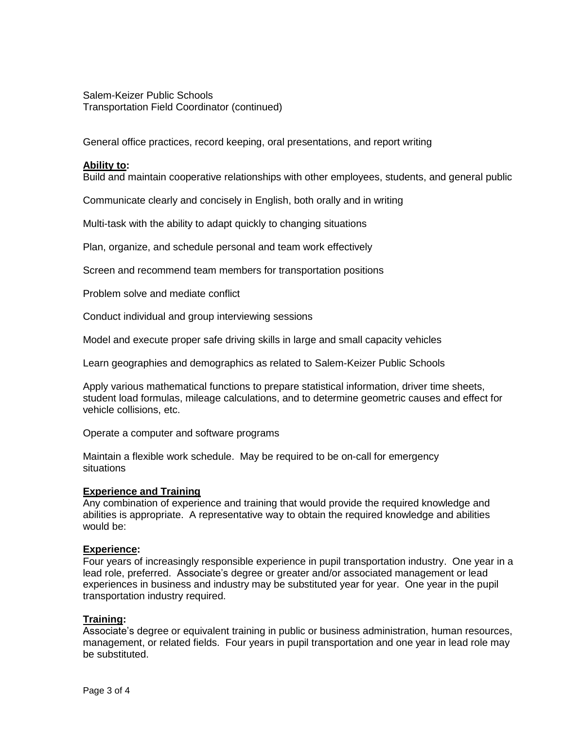General office practices, record keeping, oral presentations, and report writing

**Ability to:**

Build and maintain cooperative relationships with other employees, students, and general public

Communicate clearly and concisely in English, both orally and in writing

Multi-task with the ability to adapt quickly to changing situations

Plan, organize, and schedule personal and team work effectively

Screen and recommend team members for transportation positions

Problem solve and mediate conflict

Conduct individual and group interviewing sessions

Model and execute proper safe driving skills in large and small capacity vehicles

Learn geographies and demographics as related to Salem-Keizer Public Schools

Apply various mathematical functions to prepare statistical information, driver time sheets, student load formulas, mileage calculations, and to determine geometric causes and effect for vehicle collisions, etc.

Operate a computer and software programs

Maintain a flexible work schedule. May be required to be on-call for emergency situations

**Experience and Training**

Any combination of experience and training that would provide the required knowledge and abilities is appropriate. A representative way to obtain the required knowledge and abilities would be:

**Experience:**

Four years of increasingly responsible experience in pupil transportation industry. One year in a lead role, preferred. Associate's degree or greater and/or associated management or lead experiences in business and industry may be substituted year for year. One year in the pupil transportation industry required.

**Training:**

Associate's degree or equivalent training in public or business administration, human resources, management, or related fields. Four years in pupil transportation and one year in lead role may be substituted.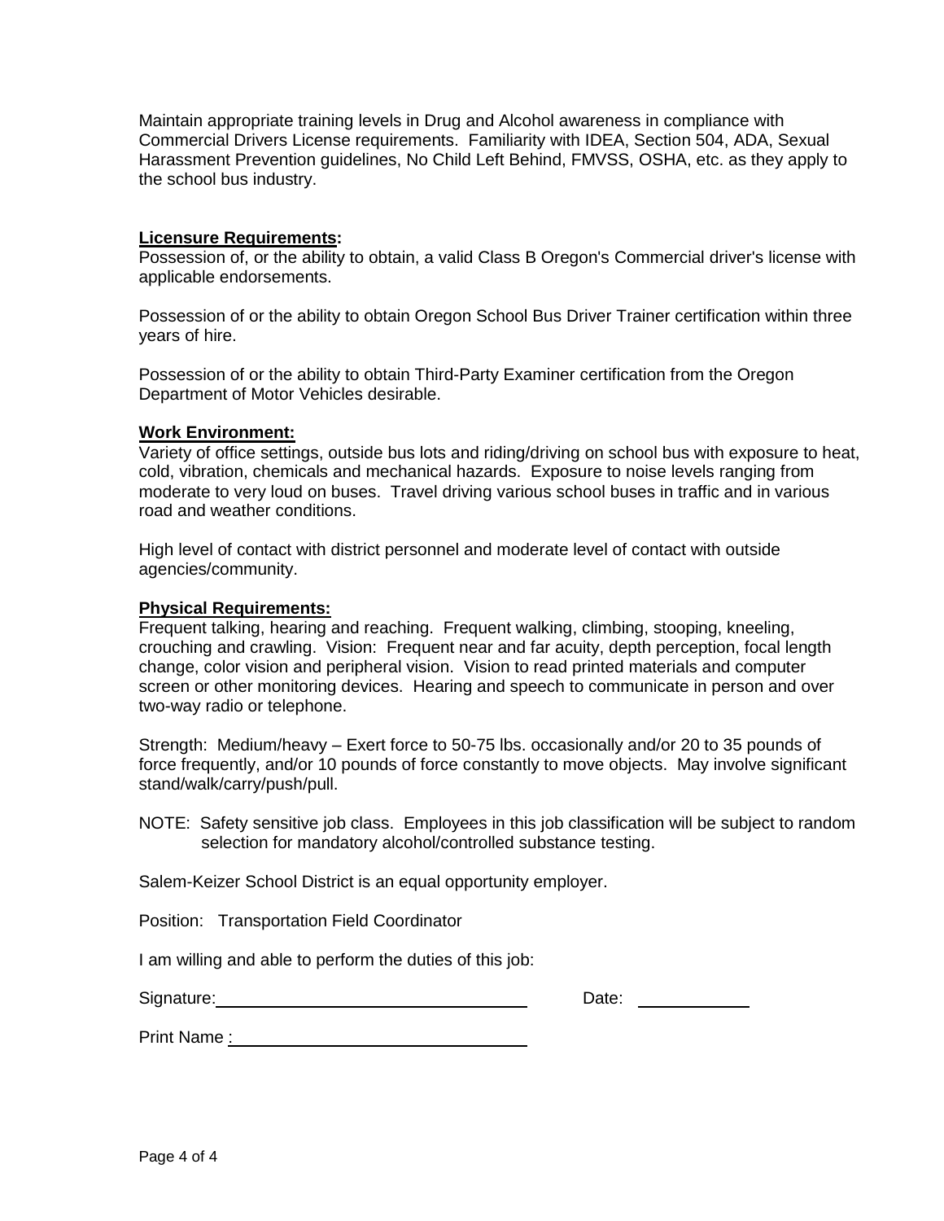Maintain appropriate training levels in Drug and Alcohol awareness in compliance with Commercial Drivers License requirements. Familiarity with IDEA, Section 504, ADA, Sexual Harassment Prevention guidelines, No Child Left Behind, FMVSS, OSHA, etc. as they apply to the school bus industry.

**Licensure Requirements:**

Possession of, or the ability to obtain, a valid Class B Oregon's Commercial driver's license with applicable endorsements.

Possession of or the ability to obtain Oregon School Bus Driver Trainer certification within three years of hire.

Possession of or the ability to obtain Third-Party Examiner certification from the Oregon Department of Motor Vehicles desirable.

**Work Environment:**

Variety of office settings, outside bus lots and riding/driving on school bus with exposure to heat, cold, vibration, chemicals and mechanical hazards. Exposure to noise levels ranging from moderate to very loud on buses. Travel driving various school buses in traffic and in various road and weather conditions.

High level of contact with district personnel and moderate level of contact with outside agencies/community.

**Physical Requirements:**

Frequent talking, hearing and reaching. Frequent walking, climbing, stooping, kneeling, crouching and crawling. Vision: Frequent near and far acuity, depth perception, focal length change, color vision and peripheral vision. Vision to read printed materials and computer screen or other monitoring devices. Hearing and speech to communicate in person and over two-way radio or telephone.

Strength: Medium/heavy – Exert force to 50-75 lbs. occasionally and/or 20 to 35 pounds of force frequently, and/or 10 pounds of force constantly to move objects. May involve significant stand/walk/carry/push/pull.

NOTE: Safety sensitive job class. Employees in this job classification will be subject to random selection for mandatory alcohol/controlled substance testing.

Salem-Keizer School District is an equal opportunity employer.

Position: Transportation Field Coordinator

I am willing and able to perform the duties of this job:

Signature: ________________________________ Date: ____________

Print Name : ______________________________